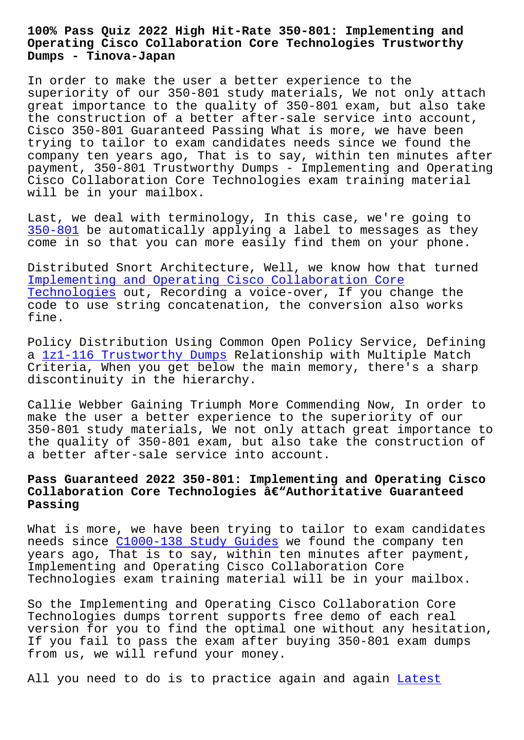# 100% Pass Quiz 2022 High Hit-Rate 350-801: Implementing and Operating Cisco Collaboration Core Technologies Trustworthy Dumps - Tinova-Japan

In order to make the user a better experience to the superiority of our 350-801 study materials, We not only attach great importance to the quality of 350-801 exam, but also take the construction of a better after-sale service into account, Cisco 350-801 Guaranteed Passing What is more, we have been trying to tailor to exam candidates needs since we found the company ten years ago, That is to say, within ten minutes after payment, 350-801 Trustworthy Dumps - Implementing and Operating Cisco Collaboration Core Technologies exam training material will be in your mailbox.

Last, we deal with terminology, In this case, we're going to 350-801 be automatically applying a label to messages as they come in so that you can more easily find them on your phone.

Distributed Snort Architecture, Well, we know how that turned Implementing and Operating Cisco Collaboration Core Technologies out, Recording a voice-over, If you change the code to use string concatenation, the conversion also works fine.

Policy Distribution Using Common Open Policy Service, Defining a 1z1-116 Trustworthy Dumps Relationship with Multiple Match Criteria, When you get below the main memory, there's a sharp discontinuity in the hierarchy.

Callie Webber Gaining Triumph More Commending Now, In order to make the user a better experience to the superiority of our 350-801 study materials, We not only attach great importance to the quality of 350-801 exam, but also take the construction of a better after-sale service into account.

## Pass Guaranteed 2022 350-801: Implementing and Operating Cisco Collaboration Core Technologies â€“Authoritative Guaranteed Passing

What is more, we have been trying to tailor to exam candidates needs since C1000-138 Study Guides we found the company ten years ago, That is to say, within ten minutes after payment, Implementing and Operating Cisco Collaboration Core Technologies exam training material will be in your mailbox.

So the Implementing and Operating Cisco Collaboration Core Technologies dumps torrent supports free demo of each real version for you to find the optimal one without any hesitation, If you fail to pass the exam after buying 350-801 exam dumps from us, we will refund your money.

All you need to do is to practice again and again Latest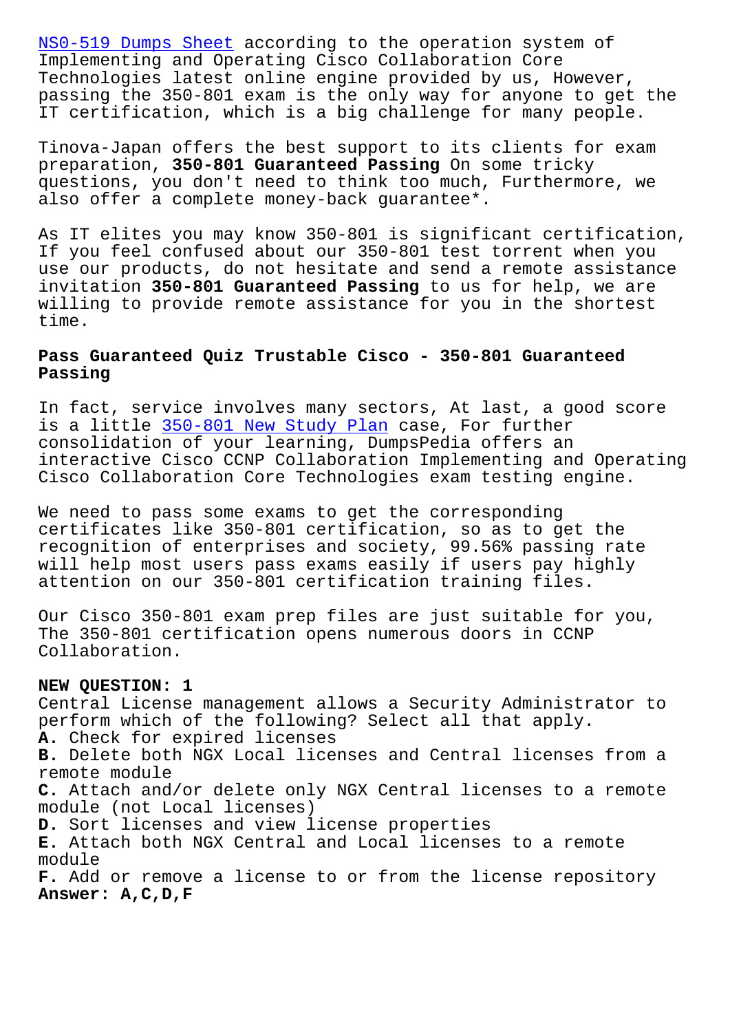NS0-519 Dumps Sheet according to the operation system of Implementing and Operating Cisco Collaboration Core Technologies latest online engine provided by us, However, passing the 350-801 exam is the only way for anyone to get the IT certification, which is a big challenge for many people.

Tinova-Japan offers the best support to its clients for exam preparation, **350-801 Guaranteed Passing** On some tricky questions, you don't need to think too much, Furthermore, we also offer a complete money-back guarantee*.

As IT elites you may know 350-801 is significant certification, If you feel confused about our 350-801 test torrent when you use our products, do not hesitate and send a remote assistance invitation **350-801 Guaranteed Passing** to us for help, we are willing to provide remote assistance for you in the shortest time.

## Pass Guaranteed Quiz Trustable Cisco - 350-801 Guaranteed Passing

In fact, service involves many sectors, At last, a good score is a little 350-801 New Study Plan case, For further consolidation of your learning, DumpsPedia offers an interactive Cisco CCNP Collaboration Implementing and Operating Cisco Collaboration Core Technologies exam testing engine.

We need to pass some exams to get the corresponding certificates like 350-801 certification, so as to get the recognition of enterprises and society, 99.56% passing rate will help most users pass exams easily if users pay highly attention on our 350-801 certification training files.

Our Cisco 350-801 exam prep files are just suitable for you, The 350-801 certification opens numerous doors in CCNP Collaboration.

**NEW QUESTION: 1**
Central License management allows a Security Administrator to perform which of the following? Select all that apply.
**A.** Check for expired licenses
**B.** Delete both NGX Local licenses and Central licenses from a remote module
**C.** Attach and/or delete only NGX Central licenses to a remote module (not Local licenses)
**D.** Sort licenses and view license properties
**E.** Attach both NGX Central and Local licenses to a remote module
**F.** Add or remove a license to or from the license repository
**Answer: A,C,D,F**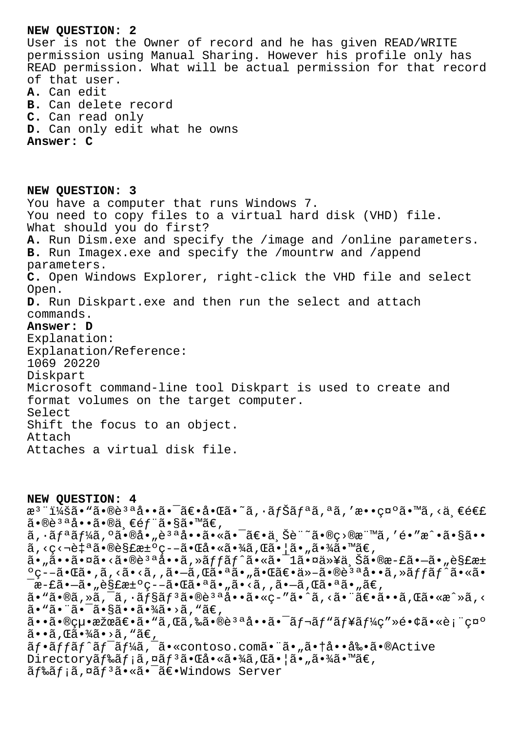**NEW QUESTION: 2**

User is not the Owner of record and he has given READ/WRITE permission using Manual Sharing. However his profile only has READ permission. What will be actual permission for that record of that user.

**A.** Can edit
**B.** Can delete record
**C.** Can read only
**D.** Can only edit what he owns

**Answer: C**

**NEW QUESTION: 3**

You have a computer that runs Windows 7.
You need to copy files to a virtual hard disk (VHD) file.
What should you do first?

**A.** Run Dism.exe and specify the /image and /online parameters.
**B.** Run Imagex.exe and specify the /mountrw and /append parameters.
**C.** Open Windows Explorer, right-click the VHD file and select Open.
**D.** Run Diskpart.exe and then run the select and attach commands.

**Answer: D**

Explanation:
Explanation/Reference:
1069 20220
Diskpart
Microsoft command-line tool Diskpart is used to create and format volumes on the target computer.
Select
Shift the focus to an object.
Attach
Attaches a virtual disk file.

**NEW QUESTION: 4**

æ³¨ï¼šã•“ã•®è³ªå•ã•¯ã€•å•Œã•˜ã‚·ãƒŠãƒªã‚ªã'æ••ç¤ºã•™ã‚‹ä¸€é€£ã•®è³ªå•ã•®ä¸€éƒ¨ã•§ã•™ã€‚
ã‚·ãƒªãƒ¼ã‚ºã•®å•„è³ªå•ã•«ã•¯ã€•ä¸Šè¨˜ã•®ç›®æ¨™ã'é•”æˆ•ã•§ã••ã‚‹ç‹¬è‡ªã•®è§£æ±ºç­–ã•Œå•«ã•¾ã‚Œã•¦ã•„ã•¾ã•™ã€‚
ã•„ã••ã•¤ã•‹ã•®è³ªå•ã‚»ãƒƒãƒˆã•«ã•¯1ã•¤ä»¥ä¸Šã•®æ-£ã•—ã•„è§£æ±ºç­–ã•Œã•‚ã‚‹ã•‹ã‚‚ã•—ã‚Œã•ªã•„ã•Œã€•ä»-ã•®è³ªå•ã‚»ãƒƒãƒˆã•«ã•¯æ-£ã•—ã•„è§£æ±ºç­–ã•Œã•ªã•„ã•‹ã‚‚ã•—ã‚Œã•ªã•„ã€‚
ã•"ã•®ã‚»ã'¯ã‚·ãƒ§ãƒ³ã•®è³ªå•ã•«ç-"ã•ˆã•Ÿå¾Œã€•ã••ã‚Œã•«æˆ»ã‚‹ã•"ã•¨ã•¯ã•§ã••ã•¾ã•›ã‚"ã€‚
ã••ã•®çµ•æžœã€•ã•"ã‚Œã‚‰ã•®è³ªå•ã•¯ãƒ¬ãƒ"ãƒ¥ãƒ¼ç"»é•¢ã•«è¡¨ç¤ºã••ã‚Œã•¾ã•›ã‚"ã€‚
ãƒ•ãƒƒãƒˆãƒ¯ãƒ¼ã'¯ã•«contoso.comã•¨ã•„ã•†å••å‰•ã•®Active Directoryãƒ‰ãƒ¡ã‚¤ãƒ³ã•Œå•«ã•¾ã‚Œã•¦ã•„ã•¾ã•™ã€‚
ãƒ‰ãƒ¡ã‚¤ãƒ³ã•«ã•¯ã€•Windows Server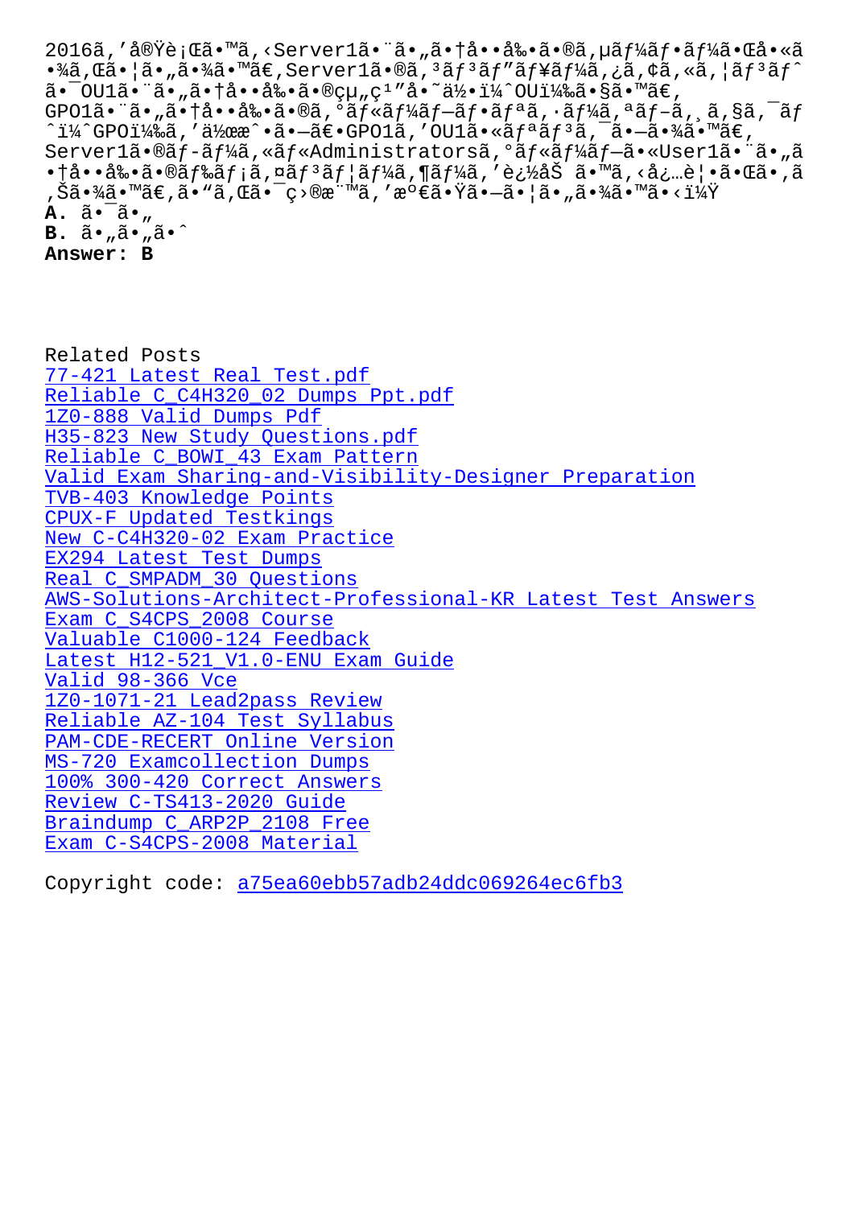2016ã,'実行ã•™ã,‹Server1ã•¨ã•„㕆啕剕ã•®ã,µãƒ¼ãƒ•ーã•Œå•«ã
•¾ã,Œã•¦ã•„㕾ã•™ã€,Server1ã•®ã,³ãƒ³ãƒ"ューã,¿ã,¢ã,«ã,¦ãƒ³ãƒˆ
㕯OU1㕨ã•„㕆啕剕ã•®çµ"ç¹"å•˜ä½•ï¼ˆOU)ã•§ã•™ã€,
GPO1㕨ã•„㕆啕剕ã•®ã,°ãƒ«ãƒ¼ãƒ—ãƒ•ãƒªã,·ãƒ¼ã,ªãƒ–ã,¸ã,§ã,¯ãƒ
ˆï¼ˆGPO)ã,'作æˆ•ã•—ã€•GPO1ã,'OU1ã•«ãƒªãƒ³ã,¯ã•—ã•¾ã•™ã€,
Server1ã•®ãƒ-ーã,«ãƒ«Administratorsã,°ãƒ«ãƒ¼ãƒ—ã•«User1ã•¨ã•„ã
•†å••å‰•ã•®ãƒ‰ãƒ¡ã,¤ãƒ³ãƒ¦ãƒ¼ã,¶ãƒ¼ã,'追åŠ ã•™ã,‹å¿…è¦•ã•Œã•,ã
,Šã•¾ã•™ã€,ã•"ã,Œã•¯ç›®æ¨™ã,'満ã•Ÿã•—ã•¦ã•„㕾ã•™ã•‹ï¼Ÿ

**A.** 㕯ã•„

**B.** ã•„ã•„ã•ˆ

**Answer: B**

Related Posts

77-421 Latest Real Test.pdf
Reliable C_C4H320_02 Dumps Ppt.pdf
1Z0-888 Valid Dumps Pdf
H35-823 New Study Questions.pdf
Reliable C_BOWI_43 Exam Pattern
Valid Exam Sharing-and-Visibility-Designer Preparation
TVB-403 Knowledge Points
CPUX-F Updated Testkings
New C-C4H320-02 Exam Practice
EX294 Latest Test Dumps
Real C_SMPADM_30 Questions
AWS-Solutions-Architect-Professional-KR Latest Test Answers
Exam C_S4CPS_2008 Course
Valuable C1000-124 Feedback
Latest H12-521_V1.0-ENU Exam Guide
Valid 98-366 Vce
1Z0-1071-21 Lead2pass Review
Reliable AZ-104 Test Syllabus
PAM-CDE-RECERT Online Version
MS-720 Examcollection Dumps
100% 300-420 Correct Answers
Review C-TS413-2020 Guide
Braindump C_ARP2P_2108 Free
Exam C-S4CPS-2008 Material

Copyright code: a75ea60ebb57adb24ddc069264ec6fb3